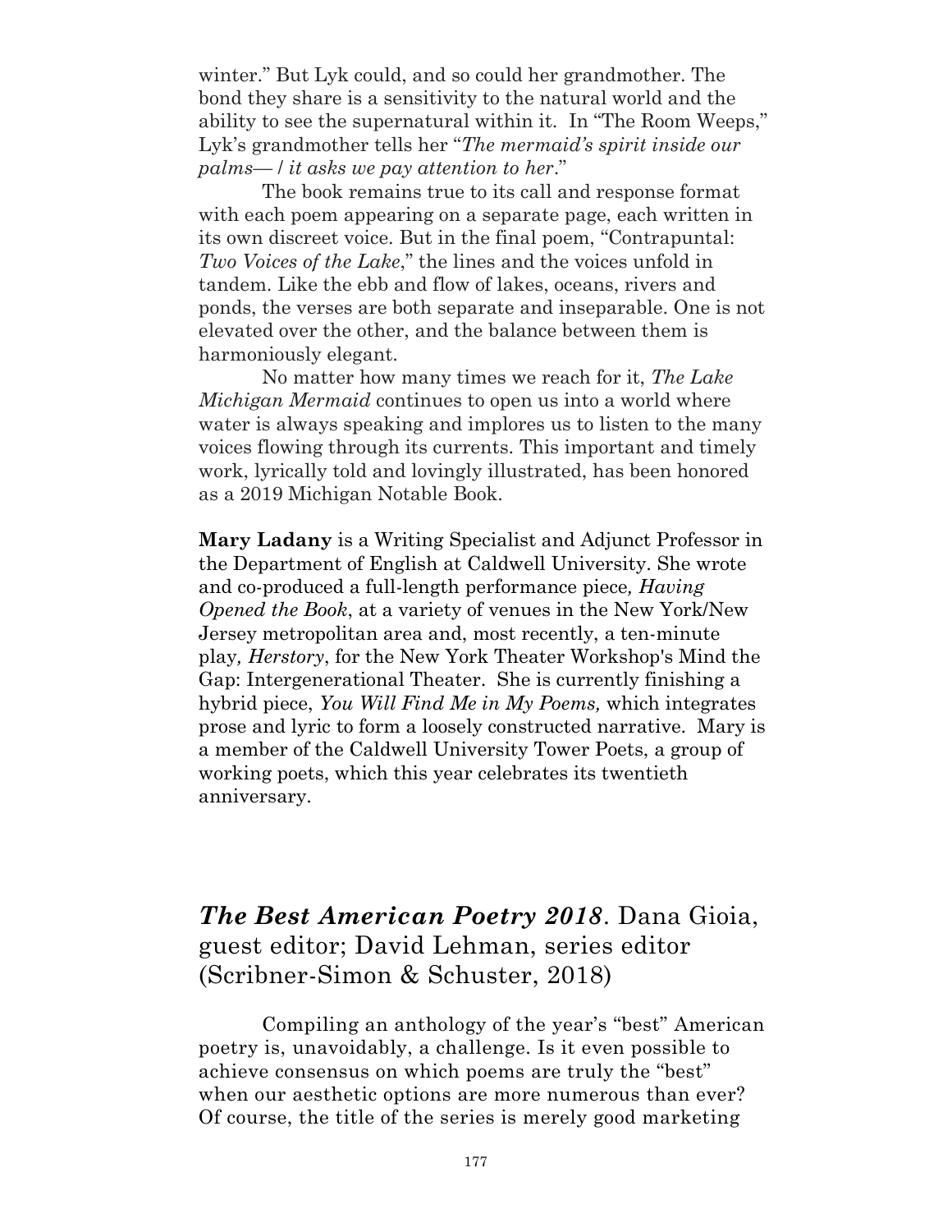winter." But Lyk could, and so could her grandmother. The bond they share is a sensitivity to the natural world and the ability to see the supernatural within it. In "The Room Weeps," Lyk's grandmother tells her "*The mermaid's spirit inside our palms— / it asks we pay attention to her*."

The book remains true to its call and response format with each poem appearing on a separate page, each written in its own discreet voice. But in the final poem, "Contrapuntal: *Two Voices of the Lake*," the lines and the voices unfold in tandem. Like the ebb and flow of lakes, oceans, rivers and ponds, the verses are both separate and inseparable. One is not elevated over the other, and the balance between them is harmoniously elegant.

No matter how many times we reach for it, *The Lake Michigan Mermaid* continues to open us into a world where water is always speaking and implores us to listen to the many voices flowing through its currents. This important and timely work, lyrically told and lovingly illustrated, has been honored as a 2019 Michigan Notable Book.

**Mary Ladany** is a Writing Specialist and Adjunct Professor in the Department of English at Caldwell University. She wrote and co-produced a full-length performance piece*, Having Opened the Book*, at a variety of venues in the New York/New Jersey metropolitan area and, most recently, a ten-minute play*, Herstory*, for the New York Theater Workshop's Mind the Gap: Intergenerational Theater. She is currently finishing a hybrid piece, *You Will Find Me in My Poems,* which integrates prose and lyric to form a loosely constructed narrative. Mary is a member of the Caldwell University Tower Poets, a group of working poets, which this year celebrates its twentieth anniversary.

## ***The Best American Poetry 2018***. Dana Gioia, guest editor; David Lehman, series editor (Scribner-Simon & Schuster, 2018)

Compiling an anthology of the year's "best" American poetry is, unavoidably, a challenge. Is it even possible to achieve consensus on which poems are truly the "best" when our aesthetic options are more numerous than ever? Of course, the title of the series is merely good marketing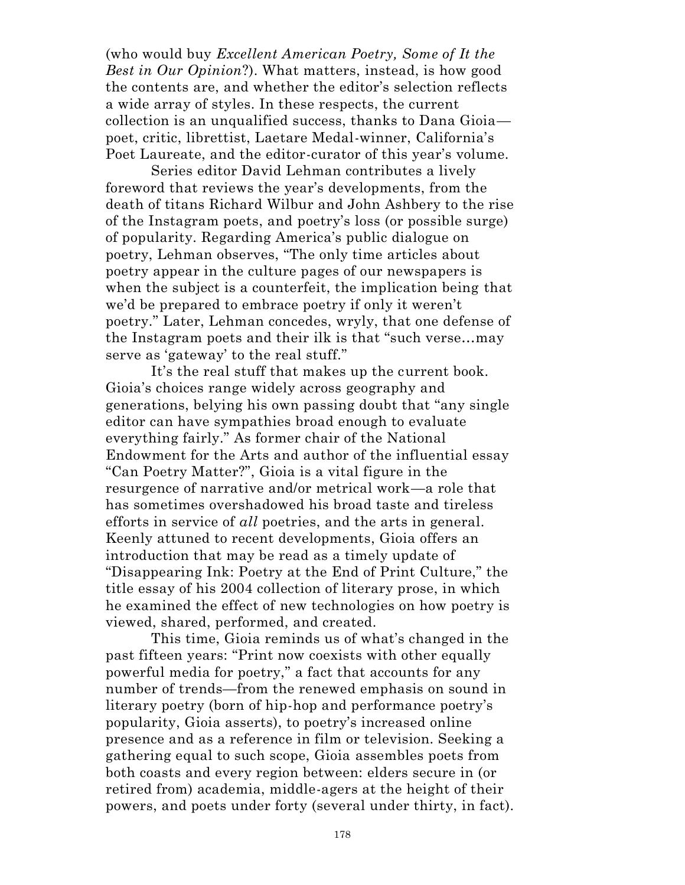(who would buy *Excellent American Poetry, Some of It the Best in Our Opinion*?). What matters, instead, is how good the contents are, and whether the editor's selection reflects a wide array of styles. In these respects, the current collection is an unqualified success, thanks to Dana Gioia—poet, critic, librettist, Laetare Medal-winner, California's Poet Laureate, and the editor-curator of this year's volume.

Series editor David Lehman contributes a lively foreword that reviews the year's developments, from the death of titans Richard Wilbur and John Ashbery to the rise of the Instagram poets, and poetry's loss (or possible surge) of popularity. Regarding America's public dialogue on poetry, Lehman observes, "The only time articles about poetry appear in the culture pages of our newspapers is when the subject is a counterfeit, the implication being that we'd be prepared to embrace poetry if only it weren't poetry." Later, Lehman concedes, wryly, that one defense of the Instagram poets and their ilk is that "such verse…may serve as 'gateway' to the real stuff."

It's the real stuff that makes up the current book. Gioia's choices range widely across geography and generations, belying his own passing doubt that "any single editor can have sympathies broad enough to evaluate everything fairly." As former chair of the National Endowment for the Arts and author of the influential essay "Can Poetry Matter?", Gioia is a vital figure in the resurgence of narrative and/or metrical work—a role that has sometimes overshadowed his broad taste and tireless efforts in service of *all* poetries, and the arts in general. Keenly attuned to recent developments, Gioia offers an introduction that may be read as a timely update of "Disappearing Ink: Poetry at the End of Print Culture," the title essay of his 2004 collection of literary prose, in which he examined the effect of new technologies on how poetry is viewed, shared, performed, and created.

This time, Gioia reminds us of what's changed in the past fifteen years: "Print now coexists with other equally powerful media for poetry," a fact that accounts for any number of trends—from the renewed emphasis on sound in literary poetry (born of hip-hop and performance poetry's popularity, Gioia asserts), to poetry's increased online presence and as a reference in film or television. Seeking a gathering equal to such scope, Gioia assembles poets from both coasts and every region between: elders secure in (or retired from) academia, middle-agers at the height of their powers, and poets under forty (several under thirty, in fact).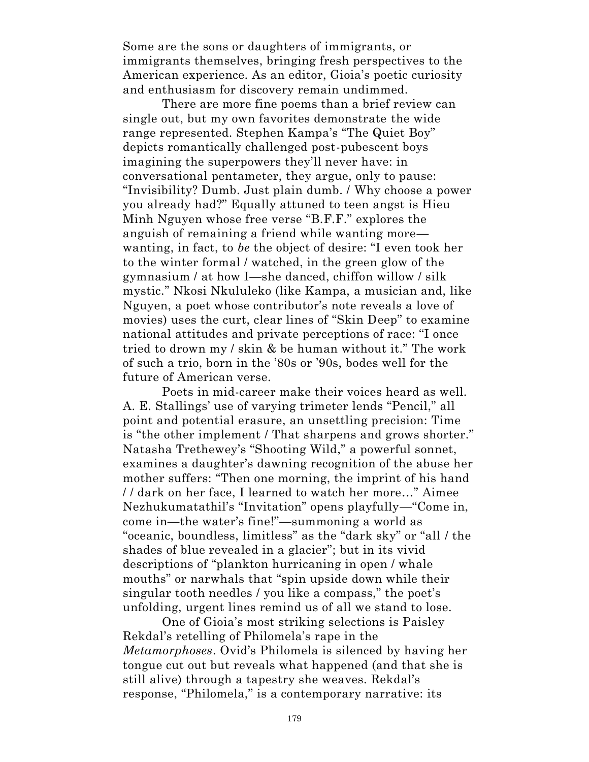Some are the sons or daughters of immigrants, or immigrants themselves, bringing fresh perspectives to the American experience. As an editor, Gioia's poetic curiosity and enthusiasm for discovery remain undimmed.

There are more fine poems than a brief review can single out, but my own favorites demonstrate the wide range represented. Stephen Kampa's "The Quiet Boy" depicts romantically challenged post-pubescent boys imagining the superpowers they'll never have: in conversational pentameter, they argue, only to pause: "Invisibility? Dumb. Just plain dumb. / Why choose a power you already had?" Equally attuned to teen angst is Hieu Minh Nguyen whose free verse "B.F.F." explores the anguish of remaining a friend while wanting more—wanting, in fact, to *be* the object of desire: "I even took her to the winter formal / watched, in the green glow of the gymnasium / at how I—she danced, chiffon willow / silk mystic." Nkosi Nkululeko (like Kampa, a musician and, like Nguyen, a poet whose contributor's note reveals a love of movies) uses the curt, clear lines of "Skin Deep" to examine national attitudes and private perceptions of race: "I once tried to drown my / skin & be human without it." The work of such a trio, born in the '80s or '90s, bodes well for the future of American verse.

Poets in mid-career make their voices heard as well. A. E. Stallings' use of varying trimeter lends "Pencil," all point and potential erasure, an unsettling precision: Time is "the other implement / That sharpens and grows shorter." Natasha Trethewey's "Shooting Wild," a powerful sonnet, examines a daughter's dawning recognition of the abuse her mother suffers: "Then one morning, the imprint of his hand / / dark on her face, I learned to watch her more…" Aimee Nezhukumatathil's "Invitation" opens playfully—"Come in, come in—the water's fine!"—summoning a world as "oceanic, boundless, limitless" as the "dark sky" or "all / the shades of blue revealed in a glacier"; but in its vivid descriptions of "plankton hurricaning in open / whale mouths" or narwhals that "spin upside down while their singular tooth needles / you like a compass," the poet's unfolding, urgent lines remind us of all we stand to lose.

One of Gioia's most striking selections is Paisley Rekdal's retelling of Philomela's rape in the *Metamorphoses*. Ovid's Philomela is silenced by having her tongue cut out but reveals what happened (and that she is still alive) through a tapestry she weaves. Rekdal's response, "Philomela," is a contemporary narrative: its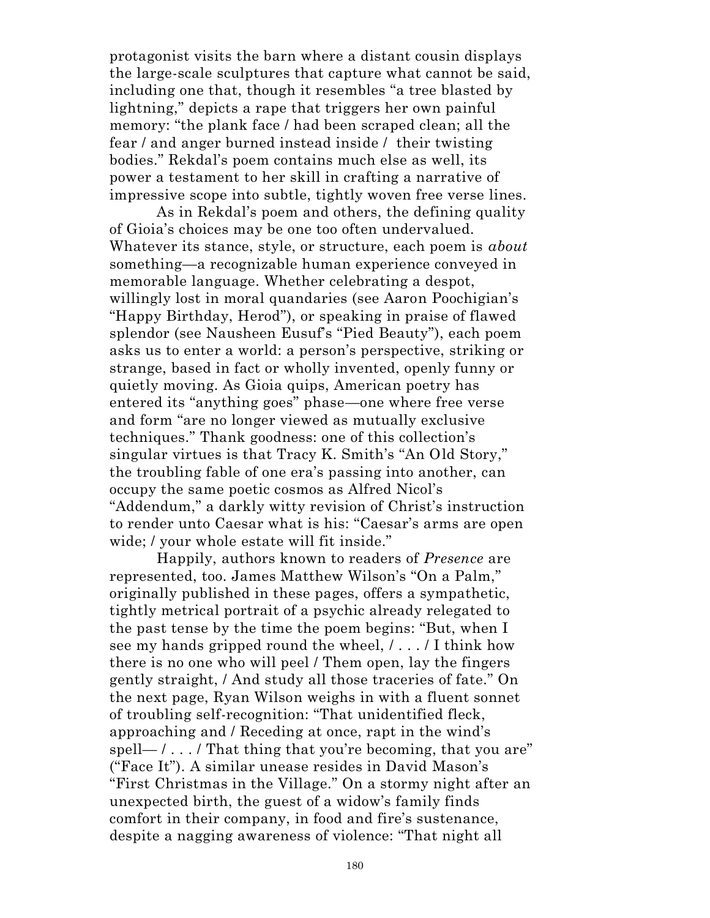protagonist visits the barn where a distant cousin displays the large-scale sculptures that capture what cannot be said, including one that, though it resembles "a tree blasted by lightning," depicts a rape that triggers her own painful memory: "the plank face / had been scraped clean; all the fear / and anger burned instead inside / their twisting bodies." Rekdal's poem contains much else as well, its power a testament to her skill in crafting a narrative of impressive scope into subtle, tightly woven free verse lines.

As in Rekdal's poem and others, the defining quality of Gioia's choices may be one too often undervalued. Whatever its stance, style, or structure, each poem is *about* something—a recognizable human experience conveyed in memorable language. Whether celebrating a despot, willingly lost in moral quandaries (see Aaron Poochigian's "Happy Birthday, Herod"), or speaking in praise of flawed splendor (see Nausheen Eusuf's "Pied Beauty"), each poem asks us to enter a world: a person's perspective, striking or strange, based in fact or wholly invented, openly funny or quietly moving. As Gioia quips, American poetry has entered its "anything goes" phase—one where free verse and form "are no longer viewed as mutually exclusive techniques." Thank goodness: one of this collection's singular virtues is that Tracy K. Smith's "An Old Story," the troubling fable of one era's passing into another, can occupy the same poetic cosmos as Alfred Nicol's "Addendum," a darkly witty revision of Christ's instruction to render unto Caesar what is his: "Caesar's arms are open wide; / your whole estate will fit inside."

Happily, authors known to readers of *Presence* are represented, too. James Matthew Wilson's "On a Palm," originally published in these pages, offers a sympathetic, tightly metrical portrait of a psychic already relegated to the past tense by the time the poem begins: "But, when I see my hands gripped round the wheel, / . . . / I think how there is no one who will peel / Them open, lay the fingers gently straight, / And study all those traceries of fate." On the next page, Ryan Wilson weighs in with a fluent sonnet of troubling self-recognition: "That unidentified fleck, approaching and / Receding at once, rapt in the wind's spell— / . . . / That thing that you're becoming, that you are" ("Face It"). A similar unease resides in David Mason's "First Christmas in the Village." On a stormy night after an unexpected birth, the guest of a widow's family finds comfort in their company, in food and fire's sustenance, despite a nagging awareness of violence: "That night all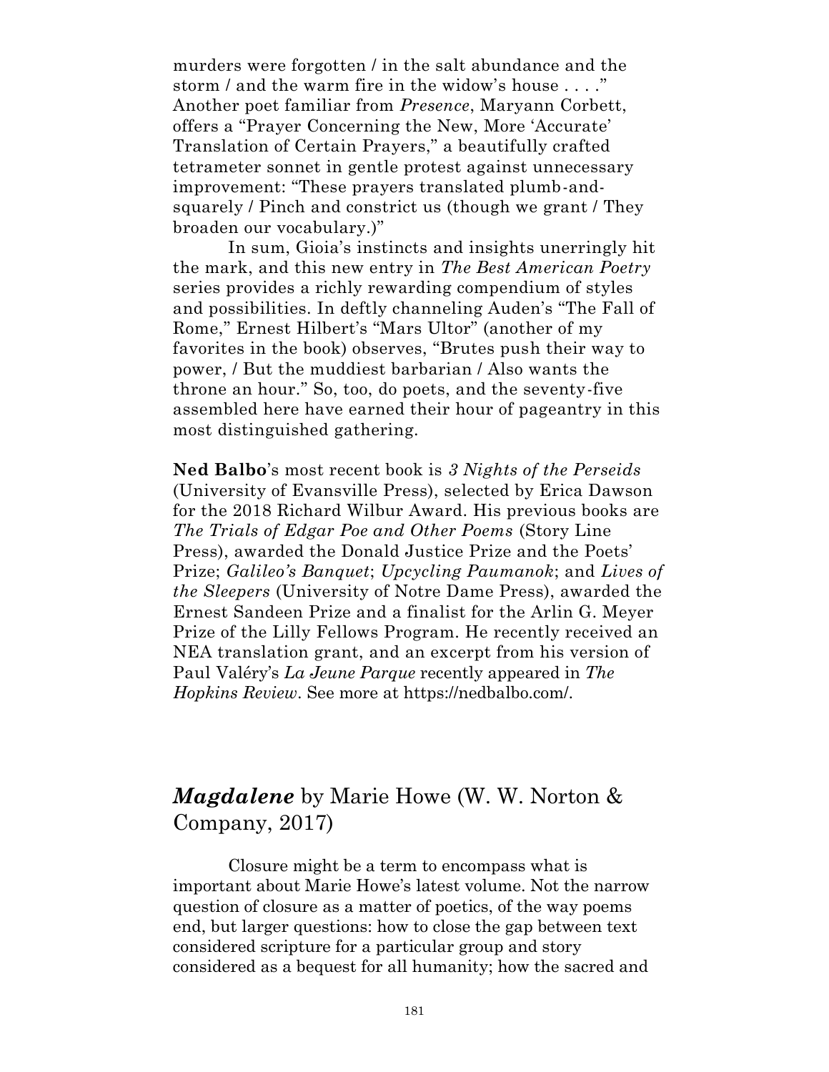murders were forgotten / in the salt abundance and the storm / and the warm fire in the widow's house . . . ." Another poet familiar from *Presence*, Maryann Corbett, offers a "Prayer Concerning the New, More 'Accurate' Translation of Certain Prayers," a beautifully crafted tetrameter sonnet in gentle protest against unnecessary improvement: "These prayers translated plumb-and-squarely / Pinch and constrict us (though we grant / They broaden our vocabulary.)"

In sum, Gioia's instincts and insights unerringly hit the mark, and this new entry in *The Best American Poetry* series provides a richly rewarding compendium of styles and possibilities. In deftly channeling Auden's "The Fall of Rome," Ernest Hilbert's "Mars Ultor" (another of my favorites in the book) observes, "Brutes push their way to power, / But the muddiest barbarian / Also wants the throne an hour." So, too, do poets, and the seventy-five assembled here have earned their hour of pageantry in this most distinguished gathering.

**Ned Balbo**'s most recent book is *3 Nights of the Perseids* (University of Evansville Press), selected by Erica Dawson for the 2018 Richard Wilbur Award. His previous books are *The Trials of Edgar Poe and Other Poems* (Story Line Press), awarded the Donald Justice Prize and the Poets' Prize; *Galileo's Banquet*; *Upcycling Paumanok*; and *Lives of the Sleepers* (University of Notre Dame Press), awarded the Ernest Sandeen Prize and a finalist for the Arlin G. Meyer Prize of the Lilly Fellows Program. He recently received an NEA translation grant, and an excerpt from his version of Paul Valéry's *La Jeune Parque* recently appeared in *The Hopkins Review*. See more at https://nedbalbo.com/.

## ***Magdalene*** by Marie Howe (W. W. Norton & Company, 2017)

Closure might be a term to encompass what is important about Marie Howe's latest volume. Not the narrow question of closure as a matter of poetics, of the way poems end, but larger questions: how to close the gap between text considered scripture for a particular group and story considered as a bequest for all humanity; how the sacred and